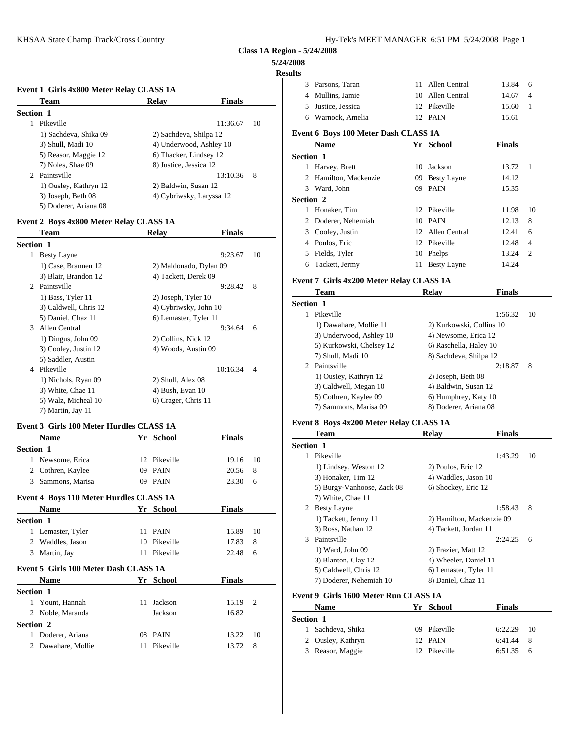**Class 1A Region - 5/24/2008**

**5/24/2008**

**Results**

### Event 1 Girls 4x800 Meter Relay CLASS 1A

| Team | Relay | Finals | |
|---|---|---|---|
| **Section 1** | | | |
| 1 Pikeville | | 11:36.67 | 10 |
| 1) Sachdeva, Shika 09 | 2) Sachdeva, Shilpa 12 | | |
| 3) Shull, Madi 10 | 4) Underwood, Ashley 10 | | |
| 5) Reasor, Maggie 12 | 6) Thacker, Lindsey 12 | | |
| 7) Noles, Shae 09 | 8) Justice, Jessica 12 | | |
| 2 Paintsville | | 13:10.36 | 8 |
| 1) Ousley, Kathryn 12 | 2) Baldwin, Susan 12 | | |
| 3) Joseph, Beth 08 | 4) Cybriwsky, Laryssa 12 | | |
| 5) Doderer, Ariana 08 | | | |

### Event 2 Boys 4x800 Meter Relay CLASS 1A

| Team | Relay | Finals | |
|---|---|---|---|
| **Section 1** | | | |
| 1 Besty Layne | | 9:23.67 | 10 |
| 1) Case, Brannen 12 | 2) Maldonado, Dylan 09 | | |
| 3) Blair, Brandon 12 | 4) Tackett, Derek 09 | | |
| 2 Paintsville | | 9:28.42 | 8 |
| 1) Bass, Tyler 11 | 2) Joseph, Tyler 10 | | |
| 3) Caldwell, Chris 12 | 4) Cybriwsky, John 10 | | |
| 5) Daniel, Chaz 11 | 6) Lemaster, Tyler 11 | | |
| 3 Allen Central | | 9:34.64 | 6 |
| 1) Dingus, John 09 | 2) Collins, Nick 12 | | |
| 3) Cooley, Justin 12 | 4) Woods, Austin 09 | | |
| 5) Saddler, Austin | | | |
| 4 Pikeville | | 10:16.34 | 4 |
| 1) Nichols, Ryan 09 | 2) Shull, Alex 08 | | |
| 3) White, Chae 11 | 4) Bush, Evan 10 | | |
| 5) Walz, Micheal 10 | 6) Crager, Chris 11 | | |
| 7) Martin, Jay 11 | | | |

### Event 3 Girls 100 Meter Hurdles CLASS 1A

| Name | Yr | School | Finals | |
|---|---|---|---|---|
| **Section 1** | | | | |
| 1 Newsome, Erica | 12 | Pikeville | 19.16 | 10 |
| 2 Cothren, Kaylee | 09 | PAIN | 20.56 | 8 |
| 3 Sammons, Marisa | 09 | PAIN | 23.30 | 6 |

### Event 4 Boys 110 Meter Hurdles CLASS 1A

| Name | Yr | School | Finals | |
|---|---|---|---|---|
| **Section 1** | | | | |
| 1 Lemaster, Tyler | 11 | PAIN | 15.89 | 10 |
| 2 Waddles, Jason | 10 | Pikeville | 17.83 | 8 |
| 3 Martin, Jay | 11 | Pikeville | 22.48 | 6 |

### Event 5 Girls 100 Meter Dash CLASS 1A

| Name | Yr | School | Finals | |
|---|---|---|---|---|
| **Section 1** | | | | |
| 1 Yount, Hannah | 11 | Jackson | 15.19 | 2 |
| 2 Noble, Maranda | | Jackson | 16.82 | |
| **Section 2** | | | | |
| 1 Doderer, Ariana | 08 | PAIN | 13.22 | 10 |
| 2 Dawahare, Mollie | 11 | Pikeville | 13.72 | 8 |
| 3 Parsons, Taran | 11 | Allen Central | 13.84 | 6 |
| 4 Mullins, Jamie | 10 | Allen Central | 14.67 | 4 |
| 5 Justice, Jessica | 12 | Pikeville | 15.60 | 1 |
| 6 Warnock, Amelia | 12 | PAIN | 15.61 | |

### Event 6 Boys 100 Meter Dash CLASS 1A

| Name | Yr | School | Finals | |
|---|---|---|---|---|
| **Section 1** | | | | |
| 1 Harvey, Brett | 10 | Jackson | 13.72 | 1 |
| 2 Hamilton, Mackenzie | 09 | Besty Layne | 14.12 | |
| 3 Ward, John | 09 | PAIN | 15.35 | |
| **Section 2** | | | | |
| 1 Honaker, Tim | 12 | Pikeville | 11.98 | 10 |
| 2 Doderer, Nehemiah | 10 | PAIN | 12.13 | 8 |
| 3 Cooley, Justin | 12 | Allen Central | 12.41 | 6 |
| 4 Poulos, Eric | 12 | Pikeville | 12.48 | 4 |
| 5 Fields, Tyler | 10 | Phelps | 13.24 | 2 |
| 6 Tackett, Jermy | 11 | Besty Layne | 14.24 | |

### Event 7 Girls 4x200 Meter Relay CLASS 1A

| Team | Relay | Finals | |
|---|---|---|---|
| **Section 1** | | | |
| 1 Pikeville | | 1:56.32 | 10 |
| 1) Dawahare, Mollie 11 | 2) Kurkowski, Collins 10 | | |
| 3) Underwood, Ashley 10 | 4) Newsome, Erica 12 | | |
| 5) Kurkowski, Chelsey 12 | 6) Raschella, Haley 10 | | |
| 7) Shull, Madi 10 | 8) Sachdeva, Shilpa 12 | | |
| 2 Paintsville | | 2:18.87 | 8 |
| 1) Ousley, Kathryn 12 | 2) Joseph, Beth 08 | | |
| 3) Caldwell, Megan 10 | 4) Baldwin, Susan 12 | | |
| 5) Cothren, Kaylee 09 | 6) Humphrey, Katy 10 | | |
| 7) Sammons, Marisa 09 | 8) Doderer, Ariana 08 | | |

### Event 8 Boys 4x200 Meter Relay CLASS 1A

| Team | Relay | Finals | |
|---|---|---|---|
| **Section 1** | | | |
| 1 Pikeville | | 1:43.29 | 10 |
| 1) Lindsey, Weston 12 | 2) Poulos, Eric 12 | | |
| 3) Honaker, Tim 12 | 4) Waddles, Jason 10 | | |
| 5) Burgy-Vanhoose, Zack 08 | 6) Shockey, Eric 12 | | |
| 7) White, Chae 11 | | | |
| 2 Besty Layne | | 1:58.43 | 8 |
| 1) Tackett, Jermy 11 | 2) Hamilton, Mackenzie 09 | | |
| 3) Ross, Nathan 12 | 4) Tackett, Jordan 11 | | |
| 3 Paintsville | | 2:24.25 | 6 |
| 1) Ward, John 09 | 2) Frazier, Matt 12 | | |
| 3) Blanton, Clay 12 | 4) Wheeler, Daniel 11 | | |
| 5) Caldwell, Chris 12 | 6) Lemaster, Tyler 11 | | |
| 7) Doderer, Nehemiah 10 | 8) Daniel, Chaz 11 | | |

### Event 9 Girls 1600 Meter Run CLASS 1A

| Name | Yr | School | Finals | |
|---|---|---|---|---|
| **Section 1** | | | | |
| 1 Sachdeva, Shika | 09 | Pikeville | 6:22.29 | 10 |
| 2 Ousley, Kathryn | 12 | PAIN | 6:41.44 | 8 |
| 3 Reasor, Maggie | 12 | Pikeville | 6:51.35 | 6 |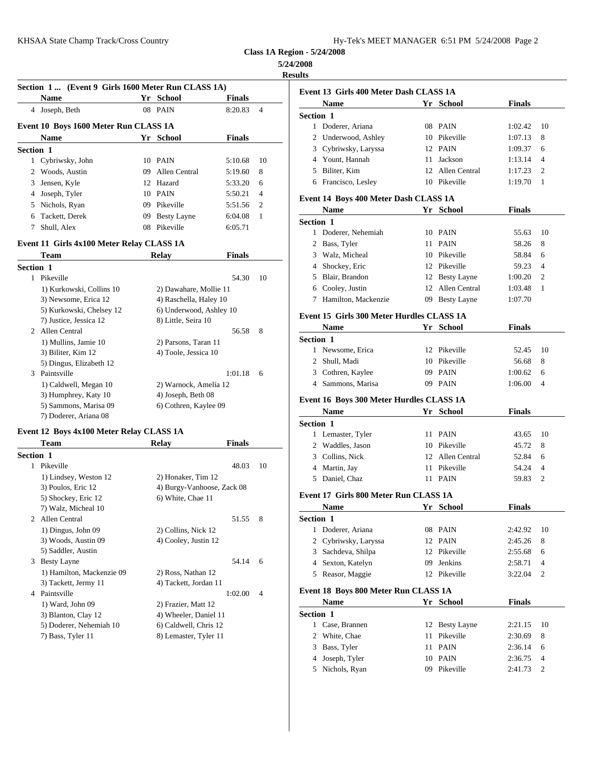**Class 1A Region - 5/24/2008**

**5/24/2008**

**Results**

### Section 1 ... (Event 9 Girls 1600 Meter Run CLASS 1A)

| | Name | Yr | School | Finals | |
|---|---|---|---|---|---|
| 4 | Joseph, Beth | 08 | PAIN | 8:20.83 | 4 |

### Event 10 Boys 1600 Meter Run CLASS 1A

| | Name | Yr | School | Finals | |
|---|---|---|---|---|---|
| **Section 1** | | | | | |
| 1 | Cybriwsky, John | 10 | PAIN | 5:10.68 | 10 |
| 2 | Woods, Austin | 09 | Allen Central | 5:19.60 | 8 |
| 3 | Jensen, Kyle | 12 | Hazard | 5:33.20 | 6 |
| 4 | Joseph, Tyler | 10 | PAIN | 5:50.21 | 4 |
| 5 | Nichols, Ryan | 09 | Pikeville | 5:51.56 | 2 |
| 6 | Tackett, Derek | 09 | Besty Layne | 6:04.08 | 1 |
| 7 | Shull, Alex | 08 | Pikeville | 6:05.71 | |

### Event 11 Girls 4x100 Meter Relay CLASS 1A

| | Team | Relay | Finals | |
|---|---|---|---|---|
| **Section 1** | | | | |
| 1 | Pikeville | | 54.30 | 10 |
| | 1) Kurkowski, Collins 10 | 2) Dawahare, Mollie 11 | | |
| | 3) Newsome, Erica 12 | 4) Raschella, Haley 10 | | |
| | 5) Kurkowski, Chelsey 12 | 6) Underwood, Ashley 10 | | |
| | 7) Justice, Jessica 12 | 8) Little, Seira 10 | | |
| 2 | Allen Central | | 56.58 | 8 |
| | 1) Mullins, Jamie 10 | 2) Parsons, Taran 11 | | |
| | 3) Biliter, Kim 12 | 4) Toole, Jessica 10 | | |
| | 5) Dingus, Elizabeth 12 | | | |
| 3 | Paintsville | | 1:01.18 | 6 |
| | 1) Caldwell, Megan 10 | 2) Warnock, Amelia 12 | | |
| | 3) Humphrey, Katy 10 | 4) Joseph, Beth 08 | | |
| | 5) Sammons, Marisa 09 | 6) Cothren, Kaylee 09 | | |
| | 7) Doderer, Ariana 08 | | | |

### Event 12 Boys 4x100 Meter Relay CLASS 1A

| | Team | Relay | Finals | |
|---|---|---|---|---|
| **Section 1** | | | | |
| 1 | Pikeville | | 48.03 | 10 |
| | 1) Lindsey, Weston 12 | 2) Honaker, Tim 12 | | |
| | 3) Poulos, Eric 12 | 4) Burgy-Vanhoose, Zack 08 | | |
| | 5) Shockey, Eric 12 | 6) White, Chae 11 | | |
| | 7) Walz, Micheal 10 | | | |
| 2 | Allen Central | | 51.55 | 8 |
| | 1) Dingus, John 09 | 2) Collins, Nick 12 | | |
| | 3) Woods, Austin 09 | 4) Cooley, Justin 12 | | |
| | 5) Saddler, Austin | | | |
| 3 | Besty Layne | | 54.14 | 6 |
| | 1) Hamilton, Mackenzie 09 | 2) Ross, Nathan 12 | | |
| | 3) Tackett, Jermy 11 | 4) Tackett, Jordan 11 | | |
| 4 | Paintsville | | 1:02.00 | 4 |
| | 1) Ward, John 09 | 2) Frazier, Matt 12 | | |
| | 3) Blanton, Clay 12 | 4) Wheeler, Daniel 11 | | |
| | 5) Doderer, Nehemiah 10 | 6) Caldwell, Chris 12 | | |
| | 7) Bass, Tyler 11 | 8) Lemaster, Tyler 11 | | |

### Event 13 Girls 400 Meter Dash CLASS 1A

| | Name | Yr | School | Finals | |
|---|---|---|---|---|---|
| **Section 1** | | | | | |
| 1 | Doderer, Ariana | 08 | PAIN | 1:02.42 | 10 |
| 2 | Underwood, Ashley | 10 | Pikeville | 1:07.13 | 8 |
| 3 | Cybriwsky, Laryssa | 12 | PAIN | 1:09.37 | 6 |
| 4 | Yount, Hannah | 11 | Jackson | 1:13.14 | 4 |
| 5 | Biliter, Kim | 12 | Allen Central | 1:17.23 | 2 |
| 6 | Francisco, Lesley | 10 | Pikeville | 1:19.70 | 1 |

### Event 14 Boys 400 Meter Dash CLASS 1A

| | Name | Yr | School | Finals | |
|---|---|---|---|---|---|
| **Section 1** | | | | | |
| 1 | Doderer, Nehemiah | 10 | PAIN | 55.63 | 10 |
| 2 | Bass, Tyler | 11 | PAIN | 58.26 | 8 |
| 3 | Walz, Micheal | 10 | Pikeville | 58.84 | 6 |
| 4 | Shockey, Eric | 12 | Pikeville | 59.23 | 4 |
| 5 | Blair, Brandon | 12 | Besty Layne | 1:00.20 | 2 |
| 6 | Cooley, Justin | 12 | Allen Central | 1:03.48 | 1 |
| 7 | Hamilton, Mackenzie | 09 | Besty Layne | 1:07.70 | |

### Event 15 Girls 300 Meter Hurdles CLASS 1A

| | Name | Yr | School | Finals | |
|---|---|---|---|---|---|
| **Section 1** | | | | | |
| 1 | Newsome, Erica | 12 | Pikeville | 52.45 | 10 |
| 2 | Shull, Madi | 10 | Pikeville | 56.68 | 8 |
| 3 | Cothren, Kaylee | 09 | PAIN | 1:00.62 | 6 |
| 4 | Sammons, Marisa | 09 | PAIN | 1:06.00 | 4 |

### Event 16 Boys 300 Meter Hurdles CLASS 1A

| | Name | Yr | School | Finals | |
|---|---|---|---|---|---|
| **Section 1** | | | | | |
| 1 | Lemaster, Tyler | 11 | PAIN | 43.65 | 10 |
| 2 | Waddles, Jason | 10 | Pikeville | 45.72 | 8 |
| 3 | Collins, Nick | 12 | Allen Central | 52.84 | 6 |
| 4 | Martin, Jay | 11 | Pikeville | 54.24 | 4 |
| 5 | Daniel, Chaz | 11 | PAIN | 59.83 | 2 |

### Event 17 Girls 800 Meter Run CLASS 1A

| | Name | Yr | School | Finals | |
|---|---|---|---|---|---|
| **Section 1** | | | | | |
| 1 | Doderer, Ariana | 08 | PAIN | 2:42.92 | 10 |
| 2 | Cybriwsky, Laryssa | 12 | PAIN | 2:45.26 | 8 |
| 3 | Sachdeva, Shilpa | 12 | Pikeville | 2:55.68 | 6 |
| 4 | Sexton, Katelyn | 09 | Jenkins | 2:58.71 | 4 |
| 5 | Reasor, Maggie | 12 | Pikeville | 3:22.04 | 2 |

### Event 18 Boys 800 Meter Run CLASS 1A

| | Name | Yr | School | Finals | |
|---|---|---|---|---|---|
| **Section 1** | | | | | |
| 1 | Case, Brannen | 12 | Besty Layne | 2:21.15 | 10 |
| 2 | White, Chae | 11 | Pikeville | 2:30.69 | 8 |
| 3 | Bass, Tyler | 11 | PAIN | 2:36.14 | 6 |
| 4 | Joseph, Tyler | 10 | PAIN | 2:36.75 | 4 |
| 5 | Nichols, Ryan | 09 | Pikeville | 2:41.73 | 2 |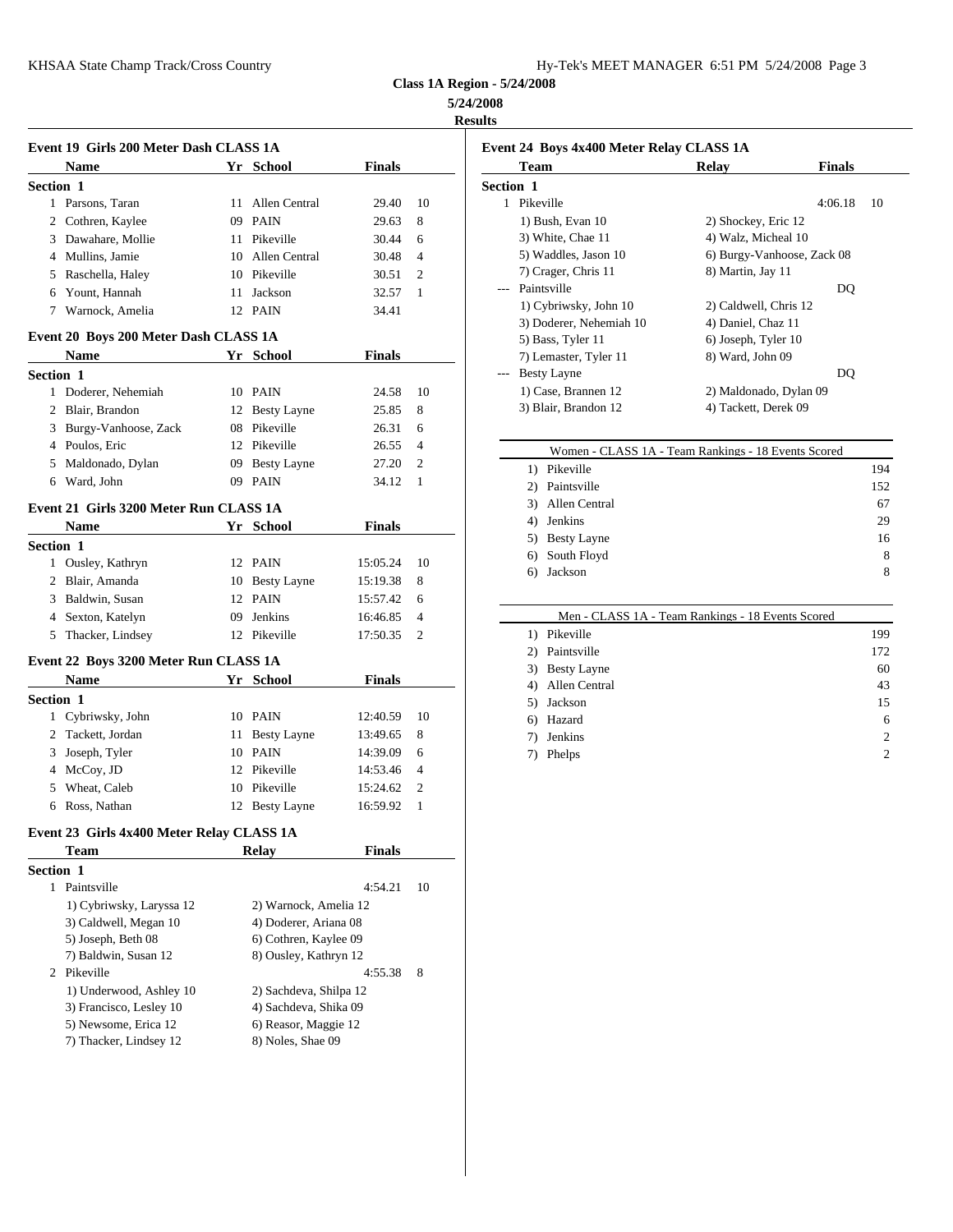**Class 1A Region - 5/24/2008**

**5/24/2008**

**Results**

### Event 19 Girls 200 Meter Dash CLASS 1A

| | Name | Yr | School | Finals | |
|---|---|---|---|---|---|
| **Section 1** | | | | | |
| 1 | Parsons, Taran | 11 | Allen Central | 29.40 | 10 |
| 2 | Cothren, Kaylee | 09 | PAIN | 29.63 | 8 |
| 3 | Dawahare, Mollie | 11 | Pikeville | 30.44 | 6 |
| 4 | Mullins, Jamie | 10 | Allen Central | 30.48 | 4 |
| 5 | Raschella, Haley | 10 | Pikeville | 30.51 | 2 |
| 6 | Yount, Hannah | 11 | Jackson | 32.57 | 1 |
| 7 | Warnock, Amelia | 12 | PAIN | 34.41 | |

### Event 20 Boys 200 Meter Dash CLASS 1A

| | Name | Yr | School | Finals | |
|---|---|---|---|---|---|
| **Section 1** | | | | | |
| 1 | Doderer, Nehemiah | 10 | PAIN | 24.58 | 10 |
| 2 | Blair, Brandon | 12 | Besty Layne | 25.85 | 8 |
| 3 | Burgy-Vanhoose, Zack | 08 | Pikeville | 26.31 | 6 |
| 4 | Poulos, Eric | 12 | Pikeville | 26.55 | 4 |
| 5 | Maldonado, Dylan | 09 | Besty Layne | 27.20 | 2 |
| 6 | Ward, John | 09 | PAIN | 34.12 | 1 |

### Event 21 Girls 3200 Meter Run CLASS 1A

| | Name | Yr | School | Finals | |
|---|---|---|---|---|---|
| **Section 1** | | | | | |
| 1 | Ousley, Kathryn | 12 | PAIN | 15:05.24 | 10 |
| 2 | Blair, Amanda | 10 | Besty Layne | 15:19.38 | 8 |
| 3 | Baldwin, Susan | 12 | PAIN | 15:57.42 | 6 |
| 4 | Sexton, Katelyn | 09 | Jenkins | 16:46.85 | 4 |
| 5 | Thacker, Lindsey | 12 | Pikeville | 17:50.35 | 2 |

### Event 22 Boys 3200 Meter Run CLASS 1A

| | Name | Yr | School | Finals | |
|---|---|---|---|---|---|
| **Section 1** | | | | | |
| 1 | Cybriwsky, John | 10 | PAIN | 12:40.59 | 10 |
| 2 | Tackett, Jordan | 11 | Besty Layne | 13:49.65 | 8 |
| 3 | Joseph, Tyler | 10 | PAIN | 14:39.09 | 6 |
| 4 | McCoy, JD | 12 | Pikeville | 14:53.46 | 4 |
| 5 | Wheat, Caleb | 10 | Pikeville | 15:24.62 | 2 |
| 6 | Ross, Nathan | 12 | Besty Layne | 16:59.92 | 1 |

### Event 23 Girls 4x400 Meter Relay CLASS 1A

| | Team | Relay | Finals | |
|---|---|---|---|---|
| **Section 1** | | | | |
| 1 | Paintsville | | 4:54.21 | 10 |
| | 1) Cybriwsky, Laryssa 12 | 2) Warnock, Amelia 12 | | |
| | 3) Caldwell, Megan 10 | 4) Doderer, Ariana 08 | | |
| | 5) Joseph, Beth 08 | 6) Cothren, Kaylee 09 | | |
| | 7) Baldwin, Susan 12 | 8) Ousley, Kathryn 12 | | |
| 2 | Pikeville | | 4:55.38 | 8 |
| | 1) Underwood, Ashley 10 | 2) Sachdeva, Shilpa 12 | | |
| | 3) Francisco, Lesley 10 | 4) Sachdeva, Shika 09 | | |
| | 5) Newsome, Erica 12 | 6) Reasor, Maggie 12 | | |
| | 7) Thacker, Lindsey 12 | 8) Noles, Shae 09 | | |

### Event 24 Boys 4x400 Meter Relay CLASS 1A

| | Team | Relay | Finals | |
|---|---|---|---|---|
| **Section 1** | | | | |
| 1 | Pikeville | | 4:06.18 | 10 |
| | 1) Bush, Evan 10 | 2) Shockey, Eric 12 | | |
| | 3) White, Chae 11 | 4) Walz, Micheal 10 | | |
| | 5) Waddles, Jason 10 | 6) Burgy-Vanhoose, Zack 08 | | |
| | 7) Crager, Chris 11 | 8) Martin, Jay 11 | | |
| --- | Paintsville | | DQ | |
| | 1) Cybriwsky, John 10 | 2) Caldwell, Chris 12 | | |
| | 3) Doderer, Nehemiah 10 | 4) Daniel, Chaz 11 | | |
| | 5) Bass, Tyler 11 | 6) Joseph, Tyler 10 | | |
| | 7) Lemaster, Tyler 11 | 8) Ward, John 09 | | |
| --- | Besty Layne | | DQ | |
| | 1) Case, Brannen 12 | 2) Maldonado, Dylan 09 | | |
| | 3) Blair, Brandon 12 | 4) Tackett, Derek 09 | | |

### Women - CLASS 1A - Team Rankings - 18 Events Scored

| | | |
|---|---|---|
| 1) | Pikeville | 194 |
| 2) | Paintsville | 152 |
| 3) | Allen Central | 67 |
| 4) | Jenkins | 29 |
| 5) | Besty Layne | 16 |
| 6) | South Floyd | 8 |
| 6) | Jackson | 8 |

### Men - CLASS 1A - Team Rankings - 18 Events Scored

| | | |
|---|---|---|
| 1) | Pikeville | 199 |
| 2) | Paintsville | 172 |
| 3) | Besty Layne | 60 |
| 4) | Allen Central | 43 |
| 5) | Jackson | 15 |
| 6) | Hazard | 6 |
| 7) | Jenkins | 2 |
| 7) | Phelps | 2 |